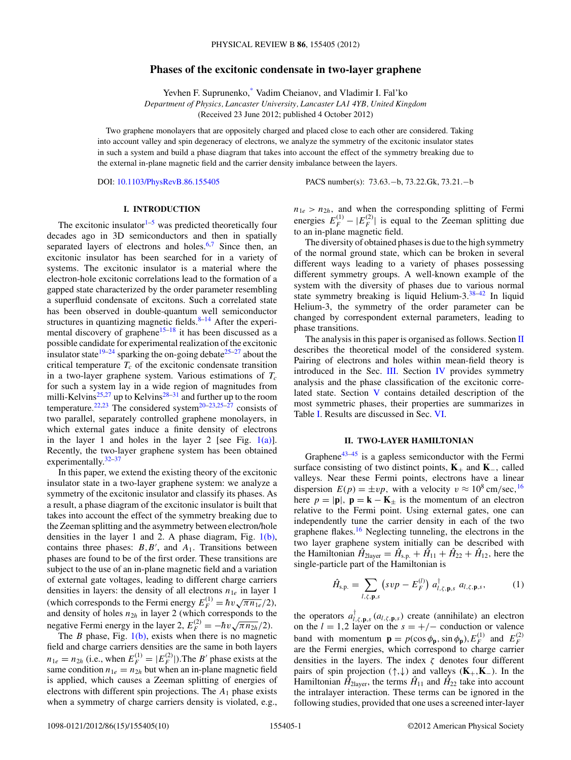# Phases of the excitonic condensate in two-layer graphene

Yevhen F. Suprunenko,[*] Vadim Cheianov, and Vladimir I. Fal'ko

*Department of Physics, Lancaster University, Lancaster LA1 4YB, United Kingdom*

(Received 23 June 2012; published 4 October 2012)

Two graphene monolayers that are oppositely charged and placed close to each other are considered. Taking into account valley and spin degeneracy of electrons, we analyze the symmetry of the excitonic insulator states in such a system and build a phase diagram that takes into account the effect of the symmetry breaking due to the external in-plane magnetic field and the carrier density imbalance between the layers.

DOI: 10.1103/PhysRevB.86.155405 PACS number(s): 73.63.−b, 73.22.Gk, 73.21.−b

## I. INTRODUCTION

The excitonic insulator[1–5] was predicted theoretically four decades ago in 3D semiconductors and then in spatially separated layers of electrons and holes.[6,7] Since then, an excitonic insulator has been searched for in a variety of systems. The excitonic insulator is a material where the electron-hole excitonic correlations lead to the formation of a gapped state characterized by the order parameter resembling a superfluid condensate of excitons. Such a correlated state has been observed in double-quantum well semiconductor structures in quantizing magnetic fields.[8–14] After the experimental discovery of graphene[15–18] it has been discussed as a possible candidate for experimental realization of the excitonic insulator state[19–24] sparking the on-going debate[25–27] about the critical temperature $T_c$ of the excitonic condensate transition in a two-layer graphene system. Various estimations of $T_c$ for such a system lay in a wide region of magnitudes from milli-Kelvins[25,27] up to Kelvins[28–31] and further up to the room temperature.[22,23] The considered system[20–23,25–27] consists of two parallel, separately controlled graphene monolayers, in which external gates induce a finite density of electrons in the layer 1 and holes in the layer 2 [see Fig. 1(a)]. Recently, the two-layer graphene system has been obtained experimentally.[32–37]

In this paper, we extend the existing theory of the excitonic insulator state in a two-layer graphene system: we analyze a symmetry of the excitonic insulator and classify its phases. As a result, a phase diagram of the excitonic insulator is built that takes into account the effect of the symmetry breaking due to the Zeeman splitting and the asymmetry between electron/hole densities in the layer 1 and 2. A phase diagram, Fig. 1(b), contains three phases: $B, B'$, and $A_1$. Transitions between phases are found to be of the first order. These transitions are subject to the use of an in-plane magnetic field and a variation of external gate voltages, leading to different charge carriers densities in layers: the density of all electrons $n_{1e}$ in layer 1 (which corresponds to the Fermi energy $E_F^{(1)} = \hbar v\sqrt{\pi n_{1e}/2}$), and density of holes $n_{2h}$ in layer 2 (which corresponds to the negative Fermi energy in the layer 2, $E_F^{(2)} = -\hbar v\sqrt{\pi n_{2h}/2}$).

The $B$ phase, Fig. 1(b), exists when there is no magnetic field and charge carriers densities are the same in both layers $n_{1e} = n_{2h}$ (i.e., when $E_F^{(1)} = |E_F^{(2)}|$).The $B'$ phase exists at the same condition $n_{1e} = n_{2h}$ but when an in-plane magnetic field is applied, which causes a Zeeman splitting of energies of electrons with different spin projections. The $A_1$ phase exists when a symmetry of charge carriers density is violated, e.g., $n_{1e} > n_{2h}$, and when the corresponding splitting of Fermi energies $E_F^{(1)} - |E_F^{(2)}|$ is equal to the Zeeman splitting due to an in-plane magnetic field.

The diversity of obtained phases is due to the high symmetry of the normal ground state, which can be broken in several different ways leading to a variety of phases possessing different symmetry groups. A well-known example of the system with the diversity of phases due to various normal state symmetry breaking is liquid Helium-3.[38–42] In liquid Helium-3, the symmetry of the order parameter can be changed by correspondent external parameters, leading to phase transitions.

The analysis in this paper is organised as follows. Section II describes the theoretical model of the considered system. Pairing of electrons and holes within mean-field theory is introduced in the Sec. III. Section IV provides symmetry analysis and the phase classification of the excitonic correlated state. Section V contains detailed description of the most symmetric phases, their properties are summarizes in Table I. Results are discussed in Sec. VI.

## II. TWO-LAYER HAMILTONIAN

Graphene[43–45] is a gapless semiconductor with the Fermi surface consisting of two distinct points, $\mathbf{K}_+$ and $\mathbf{K}_-$, called valleys. Near these Fermi points, electrons have a linear dispersion $E(p) = \pm vp$, with a velocity $v \approx 10^8$ cm/sec,[16] here $p = |\mathbf{p}|$, $\mathbf{p} = \mathbf{k} - \mathbf{K}_\pm$ is the momentum of an electron relative to the Fermi point. Using external gates, one can independently tune the carrier density in each of the two graphene flakes.[16] Neglecting tunneling, the electrons in the two layer graphene system initially can be described with the Hamiltonian $\hat{H}_{2\text{layer}} = \hat{H}_{\text{s.p.}} + \hat{H}_{11} + \hat{H}_{22} + \hat{H}_{12}$, here the single-particle part of the Hamiltonian is

$$\hat{H}_{\text{s.p.}} = \sum_{l,\zeta,\mathbf{p},s} \left(svp - E_F^{(l)}\right) a^\dagger_{l,\zeta,\mathbf{p},s}\, a_{l,\zeta,\mathbf{p},s}, \tag{1}$$

the operators $a^\dagger_{l,\zeta,\mathbf{p},s}$ ($a_{l,\zeta,\mathbf{p},s}$) create (annihilate) an electron on the $l = 1,2$ layer on the $s = +/-$ conduction or valence band with momentum $\mathbf{p} = p(\cos\phi_\mathbf{p}, \sin\phi_\mathbf{p})$, $E_F^{(1)}$ and $E_F^{(2)}$ are the Fermi energies, which correspond to charge carrier densities in the layers. The index $\zeta$ denotes four different pairs of spin projection (↑,↓) and valleys ($\mathbf{K}_+$,$\mathbf{K}_-$). In the Hamiltonian $\hat{H}_{2\text{layer}}$, the terms $\hat{H}_{11}$ and $\hat{H}_{22}$ take into account the intralayer interaction. These terms can be ignored in the following studies, provided that one uses a screened inter-layer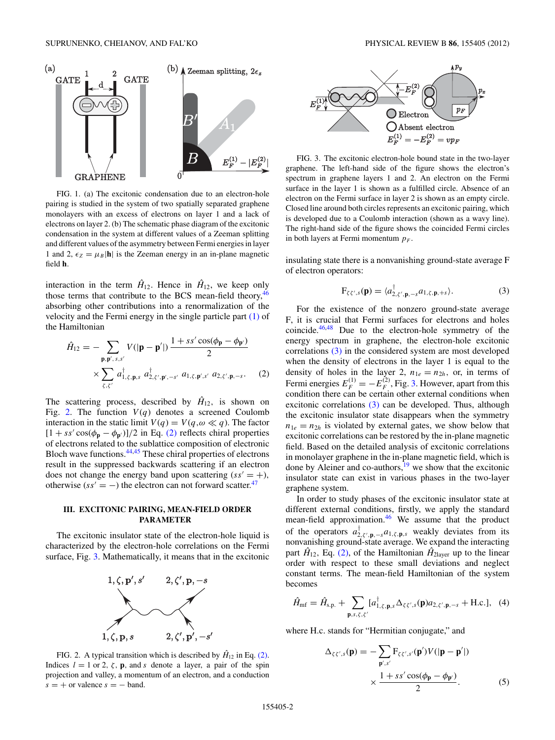FIG. 1. (a) The excitonic condensation due to an electron-hole pairing is studied in the system of two spatially separated graphene monolayers with an excess of electrons on layer 1 and a lack of electrons on layer 2. (b) The schematic phase diagram of the excitonic condensation in the system at different values of a Zeeman splitting and different values of the asymmetry between Fermi energies in layer 1 and 2, $\epsilon_Z = \mu_B|\mathbf{h}|$ is the Zeeman energy in an in-plane magnetic field $\mathbf{h}$.

interaction in the term $\hat{H}_{12}$. Hence in $\hat{H}_{12}$, we keep only those terms that contribute to the BCS mean-field theory,[46] absorbing other contributions into a renormalization of the velocity and the Fermi energy in the single particle part (1) of the Hamiltonian

$$\hat{H}_{12} = -\sum_{\mathbf{p},\mathbf{p}',s,s'} V(|\mathbf{p}-\mathbf{p}'|)\,\frac{1+ss'\cos(\phi_{\mathbf{p}}-\phi_{\mathbf{p}'})}{2} \times \sum_{\zeta,\zeta'} a^{\dagger}_{1,\zeta,\mathbf{p},s}\, a^{\dagger}_{2,\zeta',\mathbf{p}',-s'}\, a_{1,\zeta,\mathbf{p}',s'}\, a_{2,\zeta',\mathbf{p},-s}. \quad (2)$$

The scattering process, described by $\hat{H}_{12}$, is shown on Fig. 2. The function $V(q)$ denotes a screened Coulomb interaction in the static limit $V(q) = V(q,\omega \ll q)$. The factor $[1+ss'\cos(\phi_{\mathbf{p}}-\phi_{\mathbf{p}'})]/2$ in Eq. (2) reflects chiral properties of electrons related to the sublattice composition of electronic Bloch wave functions.[44,45] These chiral properties of electrons result in the suppressed backwards scattering if an electron does not change the energy band upon scattering ($ss' = +$), otherwise ($ss' = -$) the electron can not forward scatter.[47]

## III. EXCITONIC PAIRING, MEAN-FIELD ORDER PARAMETER

The excitonic insulator state of the electron-hole liquid is characterized by the electron-hole correlations on the Fermi surface, Fig. 3. Mathematically, it means that in the excitonic insulating state there is a nonvanishing ground-state average F of electron operators:

$$\mathrm{F}_{\zeta\zeta',s}(\mathbf{p}) = \langle a^{\dagger}_{2,\zeta',\mathbf{p},-s} a_{1,\zeta,\mathbf{p},+s}\rangle. \quad (3)$$

FIG. 2. A typical transition which is described by $\hat{H}_{12}$ in Eq. (2). Indices $l = 1$ or 2, $\zeta$, $\mathbf{p}$, and $s$ denote a layer, a pair of the spin projection and valley, a momentum of an electron, and a conduction $s = +$ or valence $s = -$ band.

FIG. 3. The excitonic electron-hole bound state in the two-layer graphene. The left-hand side of the figure shows the electron's spectrum in graphene layers 1 and 2. An electron on the Fermi surface in the layer 1 is shown as a fulfilled circle. Absence of an electron on the Fermi surface in layer 2 is shown as an empty circle. Closed line around both circles represents an excitonic pairing, which is developed due to a Coulomb interaction (shown as a wavy line). The right-hand side of the figure shows the coincided Fermi circles in both layers at Fermi momentum $p_F$.

For the existence of the nonzero ground-state average F, it is crucial that Fermi surfaces for electrons and holes coincide.[46,48] Due to the electron-hole symmetry of the energy spectrum in graphene, the electron-hole excitonic correlations (3) in the considered system are most developed when the density of electrons in the layer 1 is equal to the density of holes in the layer 2, $n_{1e} = n_{2h}$, or, in terms of Fermi energies $E_F^{(1)} = -E_F^{(2)}$, Fig. 3. However, apart from this condition there can be certain other external conditions when excitonic correlations (3) can be developed. Thus, although the excitonic insulator state disappears when the symmetry $n_{1e} = n_{2h}$ is violated by external gates, we show below that excitonic correlations can be restored by the in-plane magnetic field. Based on the detailed analysis of excitonic correlations in monolayer graphene in the in-plane magnetic field, which is done by Aleiner and co-authors,[19] we show that the excitonic insulator state can exist in various phases in the two-layer graphene system.

In order to study phases of the excitonic insulator state at different external conditions, firstly, we apply the standard mean-field approximation.[46] We assume that the product of the operators $a^{\dagger}_{2,\zeta',\mathbf{p},-s} a_{1,\zeta,\mathbf{p},s}$ weakly deviates from its nonvanishing ground-state average. We expand the interacting part $\hat{H}_{12}$, Eq. (2), of the Hamiltonian $\hat{H}_{2\text{layer}}$ up to the linear order with respect to these small deviations and neglect constant terms. The mean-field Hamiltonian of the system becomes

$$\hat{H}_{\text{mf}} = \hat{H}_{\text{s.p.}} + \sum_{\mathbf{p},s,\zeta,\zeta'} [a^{\dagger}_{1,\zeta,\mathbf{p},s}\Delta_{\zeta\zeta',s}(\mathbf{p})a_{2,\zeta',\mathbf{p},-s} + \text{H.c.}], \quad (4)$$

where H.c. stands for "Hermitian conjugate," and

$$\Delta_{\zeta\zeta',s}(\mathbf{p}) = -\sum_{\mathbf{p}',s'} \mathrm{F}_{\zeta\zeta',s'}(\mathbf{p}')V(|\mathbf{p}-\mathbf{p}'|) \times \frac{1+ss'\cos(\phi_{\mathbf{p}}-\phi_{\mathbf{p}'})}{2}. \quad (5)$$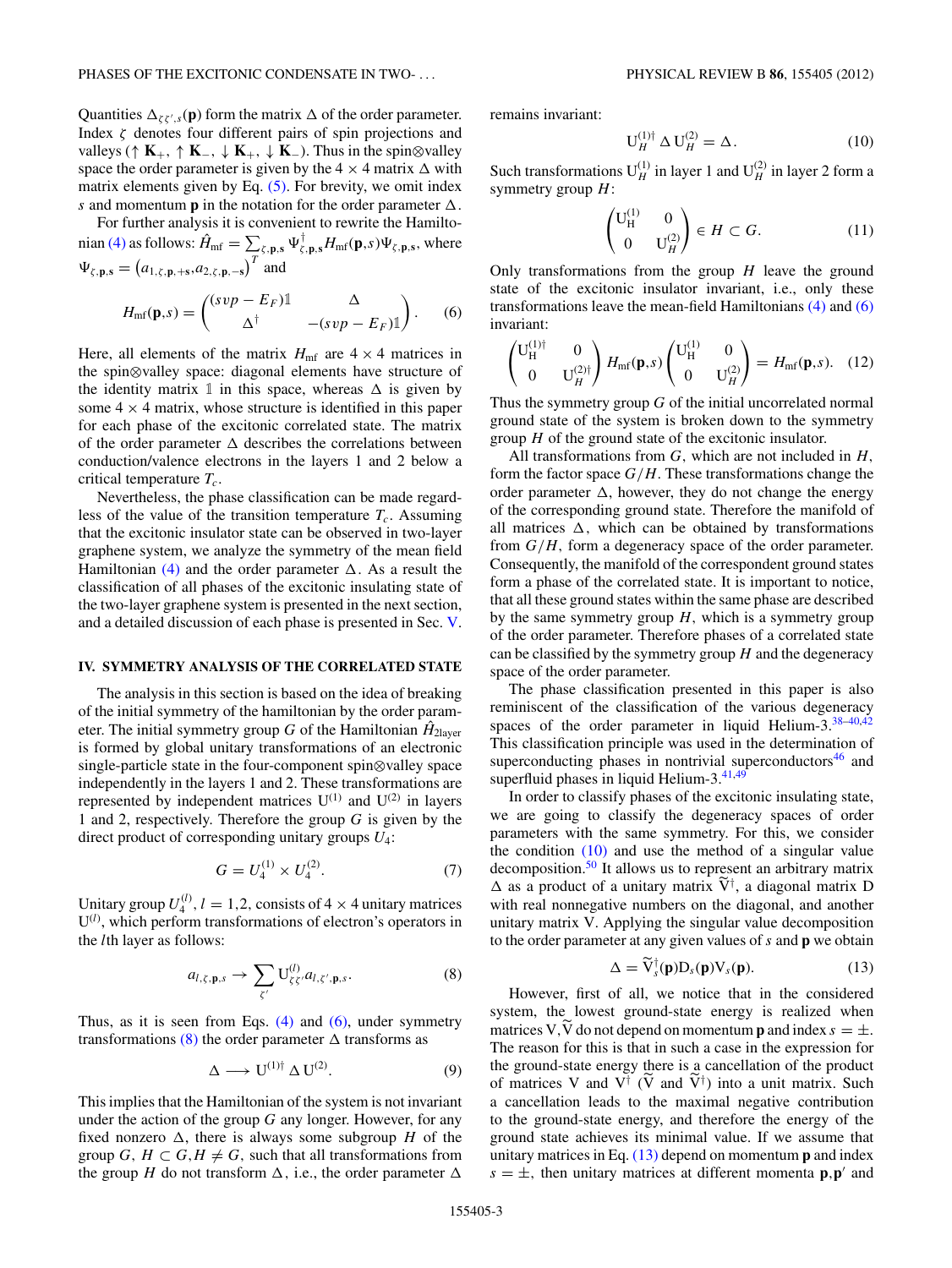Quantities $\Delta_{\zeta\zeta',s}(\mathbf{p})$ form the matrix $\Delta$ of the order parameter. Index $\zeta$ denotes four different pairs of spin projections and valleys ($\uparrow \mathbf{K}_+$, $\uparrow \mathbf{K}_-$, $\downarrow \mathbf{K}_+$, $\downarrow \mathbf{K}_-$). Thus in the spin⊗valley space the order parameter is given by the $4 \times 4$ matrix $\Delta$ with matrix elements given by Eq. (5). For brevity, we omit index $s$ and momentum $\mathbf{p}$ in the notation for the order parameter $\Delta$.

For further analysis it is convenient to rewrite the Hamiltonian (4) as follows: $\hat{H}_{\text{mf}} = \sum_{\zeta,\mathbf{p},\mathbf{s}} \Psi^{\dagger}_{\zeta,\mathbf{p},\mathbf{s}} H_{\text{mf}}(\mathbf{p},s) \Psi_{\zeta,\mathbf{p},\mathbf{s}}$, where $\Psi_{\zeta,\mathbf{p},\mathbf{s}} = \left(a_{1,\zeta,\mathbf{p},+\mathbf{s}}, a_{2,\zeta,\mathbf{p},-\mathbf{s}}\right)^T$ and

$$H_{\text{mf}}(\mathbf{p},s) = \begin{pmatrix} (svp - E_F)\mathbb{1} & \Delta \\ \Delta^{\dagger} & -(svp - E_F)\mathbb{1} \end{pmatrix}. \quad (6)$$

Here, all elements of the matrix $H_{\text{mf}}$ are $4 \times 4$ matrices in the spin⊗valley space: diagonal elements have structure of the identity matrix $\mathbb{1}$ in this space, whereas $\Delta$ is given by some $4 \times 4$ matrix, whose structure is identified in this paper for each phase of the excitonic correlated state. The matrix of the order parameter $\Delta$ describes the correlations between conduction/valence electrons in the layers 1 and 2 below a critical temperature $T_c$.

Nevertheless, the phase classification can be made regardless of the value of the transition temperature $T_c$. Assuming that the excitonic insulator state can be observed in two-layer graphene system, we analyze the symmetry of the mean field Hamiltonian (4) and the order parameter $\Delta$. As a result the classification of all phases of the excitonic insulating state of the two-layer graphene system is presented in the next section, and a detailed discussion of each phase is presented in Sec. V.

## IV. SYMMETRY ANALYSIS OF THE CORRELATED STATE

The analysis in this section is based on the idea of breaking of the initial symmetry of the hamiltonian by the order parameter. The initial symmetry group $G$ of the Hamiltonian $\hat{H}_{\text{2layer}}$ is formed by global unitary transformations of an electronic single-particle state in the four-component spin⊗valley space independently in the layers 1 and 2. These transformations are represented by independent matrices $\mathrm{U}^{(1)}$ and $\mathrm{U}^{(2)}$ in layers 1 and 2, respectively. Therefore the group $G$ is given by the direct product of corresponding unitary groups $U_4$:

$$G = U_4^{(1)} \times U_4^{(2)}. \quad (7)$$

Unitary group $U_4^{(l)}$, $l = 1,2$, consists of $4 \times 4$ unitary matrices $\mathrm{U}^{(l)}$, which perform transformations of electron's operators in the $l$th layer as follows:

$$a_{l,\zeta,\mathbf{p},s} \rightarrow \sum_{\zeta'} \mathrm{U}^{(l)}_{\zeta\zeta'} a_{l,\zeta',\mathbf{p},s}. \quad (8)$$

Thus, as it is seen from Eqs. (4) and (6), under symmetry transformations (8) the order parameter $\Delta$ transforms as

$$\Delta \longrightarrow \mathrm{U}^{(1)\dagger}\, \Delta\, \mathrm{U}^{(2)}. \quad (9)$$

This implies that the Hamiltonian of the system is not invariant under the action of the group $G$ any longer. However, for any fixed nonzero $\Delta$, there is always some subgroup $H$ of the group $G$, $H \subset G, H \neq G$, such that all transformations from the group $H$ do not transform $\Delta$, i.e., the order parameter $\Delta$ remains invariant:

$$\mathrm{U}_H^{(1)\dagger}\, \Delta\, \mathrm{U}_H^{(2)} = \Delta. \quad (10)$$

Such transformations $\mathrm{U}_H^{(1)}$ in layer 1 and $\mathrm{U}_H^{(2)}$ in layer 2 form a symmetry group $H$:

$$\begin{pmatrix} \mathrm{U}_{\mathrm{H}}^{(1)} & 0 \\ 0 & \mathrm{U}_H^{(2)} \end{pmatrix} \in H \subset G. \quad (11)$$

Only transformations from the group $H$ leave the ground state of the excitonic insulator invariant, i.e., only these transformations leave the mean-field Hamiltonians (4) and (6) invariant:

$$\begin{pmatrix} \mathrm{U}_{\mathrm{H}}^{(1)\dagger} & 0 \\ 0 & \mathrm{U}_H^{(2)\dagger} \end{pmatrix} H_{\text{mf}}(\mathbf{p},s) \begin{pmatrix} \mathrm{U}_{\mathrm{H}}^{(1)} & 0 \\ 0 & \mathrm{U}_H^{(2)} \end{pmatrix} = H_{\text{mf}}(\mathbf{p},s). \quad (12)$$

Thus the symmetry group $G$ of the initial uncorrelated normal ground state of the system is broken down to the symmetry group $H$ of the ground state of the excitonic insulator.

All transformations from $G$, which are not included in $H$, form the factor space $G/H$. These transformations change the order parameter $\Delta$, however, they do not change the energy of the corresponding ground state. Therefore the manifold of all matrices $\Delta$, which can be obtained by transformations from $G/H$, form a degeneracy space of the order parameter. Consequently, the manifold of the correspondent ground states form a phase of the correlated state. It is important to notice, that all these ground states within the same phase are described by the same symmetry group $H$, which is a symmetry group of the order parameter. Therefore phases of a correlated state can be classified by the symmetry group $H$ and the degeneracy space of the order parameter.

The phase classification presented in this paper is also reminiscent of the classification of the various degeneracy spaces of the order parameter in liquid Helium-3.[38–40,42] This classification principle was used in the determination of superconducting phases in nontrivial superconductors[46] and superfluid phases in liquid Helium-3.[41,49]

In order to classify phases of the excitonic insulating state, we are going to classify the degeneracy spaces of order parameters with the same symmetry. For this, we consider the condition (10) and use the method of a singular value decomposition.[50] It allows us to represent an arbitrary matrix $\Delta$ as a product of a unitary matrix $\widetilde{\mathrm{V}}^{\dagger}$, a diagonal matrix D with real nonnegative numbers on the diagonal, and another unitary matrix V. Applying the singular value decomposition to the order parameter at any given values of $s$ and $\mathbf{p}$ we obtain

$$\Delta = \widetilde{\mathrm{V}}_s^{\dagger}(\mathbf{p}) \mathrm{D}_s(\mathbf{p}) \mathrm{V}_s(\mathbf{p}). \quad (13)$$

However, first of all, we notice that in the considered system, the lowest ground-state energy is realized when matrices $\mathrm{V}, \widetilde{\mathrm{V}}$ do not depend on momentum $\mathbf{p}$ and index $s = \pm$. The reason for this is that in such a case in the expression for the ground-state energy there is a cancellation of the product of matrices V and $\mathrm{V}^{\dagger}$ ($\widetilde{\mathrm{V}}$ and $\widetilde{\mathrm{V}}^{\dagger}$) into a unit matrix. Such a cancellation leads to the maximal negative contribution to the ground-state energy, and therefore the energy of the ground state achieves its minimal value. If we assume that unitary matrices in Eq. (13) depend on momentum $\mathbf{p}$ and index $s = \pm$, then unitary matrices at different momenta $\mathbf{p}, \mathbf{p}'$ and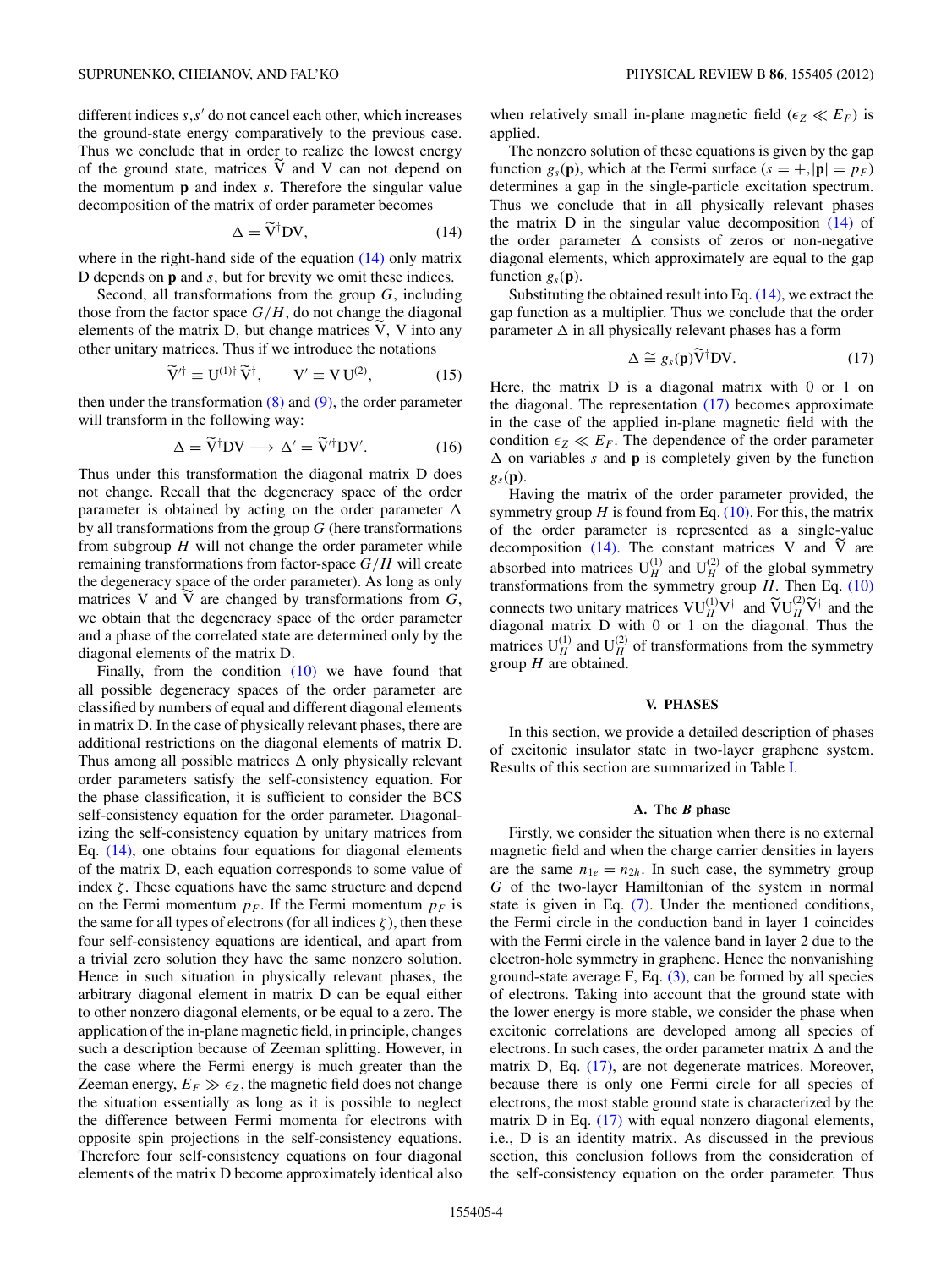different indices $s,s'$ do not cancel each other, which increases the ground-state energy comparatively to the previous case. Thus we conclude that in order to realize the lowest energy of the ground state, matrices $\widetilde{\mathrm{V}}$ and $\mathrm{V}$ can not depend on the momentum $\mathbf{p}$ and index $s$. Therefore the singular value decomposition of the matrix of order parameter becomes

$$\Delta = \widetilde{\mathrm{V}}^{\dagger}\mathrm{D}\mathrm{V}, \tag{14}$$

where in the right-hand side of the equation (14) only matrix D depends on $\mathbf{p}$ and $s$, but for brevity we omit these indices.

Second, all transformations from the group $G$, including those from the factor space $G/H$, do not change the diagonal elements of the matrix D, but change matrices $\widetilde{\mathrm{V}}$, V into any other unitary matrices. Thus if we introduce the notations

$$\widetilde{\mathrm{V}}'^{\dagger} \equiv \mathrm{U}^{(1)\dagger}\,\widetilde{\mathrm{V}}^{\dagger}, \qquad \mathrm{V}' \equiv \mathrm{V}\,\mathrm{U}^{(2)}, \tag{15}$$

then under the transformation (8) and (9), the order parameter will transform in the following way:

$$\Delta = \widetilde{\mathrm{V}}^{\dagger}\mathrm{D}\mathrm{V} \longrightarrow \Delta' = \widetilde{\mathrm{V}}'^{\dagger}\mathrm{D}\mathrm{V}'. \tag{16}$$

Thus under this transformation the diagonal matrix D does not change. Recall that the degeneracy space of the order parameter is obtained by acting on the order parameter $\Delta$ by all transformations from the group $G$ (here transformations from subgroup $H$ will not change the order parameter while remaining transformations from factor-space $G/H$ will create the degeneracy space of the order parameter). As long as only matrices V and $\widetilde{\mathrm{V}}$ are changed by transformations from $G$, we obtain that the degeneracy space of the order parameter and a phase of the correlated state are determined only by the diagonal elements of the matrix D.

Finally, from the condition (10) we have found that all possible degeneracy spaces of the order parameter are classified by numbers of equal and different diagonal elements in matrix D. In the case of physically relevant phases, there are additional restrictions on the diagonal elements of matrix D. Thus among all possible matrices $\Delta$ only physically relevant order parameters satisfy the self-consistency equation. For the phase classification, it is sufficient to consider the BCS self-consistency equation for the order parameter. Diagonalizing the self-consistency equation by unitary matrices from Eq. (14), one obtains four equations for diagonal elements of the matrix D, each equation corresponds to some value of index $\zeta$. These equations have the same structure and depend on the Fermi momentum $p_F$. If the Fermi momentum $p_F$ is the same for all types of electrons (for all indices $\zeta$), then these four self-consistency equations are identical, and apart from a trivial zero solution they have the same nonzero solution. Hence in such situation in physically relevant phases, the arbitrary diagonal element in matrix D can be equal either to other nonzero diagonal elements, or be equal to a zero. The application of the in-plane magnetic field, in principle, changes such a description because of Zeeman splitting. However, in the case where the Fermi energy is much greater than the Zeeman energy, $E_F \gg \epsilon_Z$, the magnetic field does not change the situation essentially as long as it is possible to neglect the difference between Fermi momenta for electrons with opposite spin projections in the self-consistency equations. Therefore four self-consistency equations on four diagonal elements of the matrix D become approximately identical also when relatively small in-plane magnetic field ($\epsilon_Z \ll E_F$) is applied.

The nonzero solution of these equations is given by the gap function $g_s(\mathbf{p})$, which at the Fermi surface ($s = +, |\mathbf{p}| = p_F$) determines a gap in the single-particle excitation spectrum. Thus we conclude that in all physically relevant phases the matrix D in the singular value decomposition (14) of the order parameter $\Delta$ consists of zeros or non-negative diagonal elements, which approximately are equal to the gap function $g_s(\mathbf{p})$.

Substituting the obtained result into Eq. (14), we extract the gap function as a multiplier. Thus we conclude that the order parameter $\Delta$ in all physically relevant phases has a form

$$\Delta \cong g_s(\mathbf{p})\widetilde{\mathrm{V}}^{\dagger}\mathrm{D}\mathrm{V}. \tag{17}$$

Here, the matrix D is a diagonal matrix with 0 or 1 on the diagonal. The representation (17) becomes approximate in the case of the applied in-plane magnetic field with the condition $\epsilon_Z \ll E_F$. The dependence of the order parameter $\Delta$ on variables $s$ and $\mathbf{p}$ is completely given by the function $g_s(\mathbf{p})$.

Having the matrix of the order parameter provided, the symmetry group $H$ is found from Eq. (10). For this, the matrix of the order parameter is represented as a single-value decomposition (14). The constant matrices V and $\widetilde{\mathrm{V}}$ are absorbed into matrices $\mathrm{U}_H^{(1)}$ and $\mathrm{U}_H^{(2)}$ of the global symmetry transformations from the symmetry group $H$. Then Eq. (10) connects two unitary matrices $\mathrm{V}\mathrm{U}_H^{(1)}\mathrm{V}^{\dagger}$ and $\widetilde{\mathrm{V}}\mathrm{U}_H^{(2)}\widetilde{\mathrm{V}}^{\dagger}$ and the diagonal matrix D with 0 or 1 on the diagonal. Thus the matrices $\mathrm{U}_H^{(1)}$ and $\mathrm{U}_H^{(2)}$ of transformations from the symmetry group $H$ are obtained.

## V. PHASES

In this section, we provide a detailed description of phases of excitonic insulator state in two-layer graphene system. Results of this section are summarized in Table I.

### A. The *B* phase

Firstly, we consider the situation when there is no external magnetic field and when the charge carrier densities in layers are the same $n_{1e} = n_{2h}$. In such case, the symmetry group $G$ of the two-layer Hamiltonian of the system in normal state is given in Eq. (7). Under the mentioned conditions, the Fermi circle in the conduction band in layer 1 coincides with the Fermi circle in the valence band in layer 2 due to the electron-hole symmetry in graphene. Hence the nonvanishing ground-state average F, Eq. (3), can be formed by all species of electrons. Taking into account that the ground state with the lower energy is more stable, we consider the phase when excitonic correlations are developed among all species of electrons. In such cases, the order parameter matrix $\Delta$ and the matrix D, Eq. (17), are not degenerate matrices. Moreover, because there is only one Fermi circle for all species of electrons, the most stable ground state is characterized by the matrix D in Eq. (17) with equal nonzero diagonal elements, i.e., D is an identity matrix. As discussed in the previous section, this conclusion follows from the consideration of the self-consistency equation on the order parameter. Thus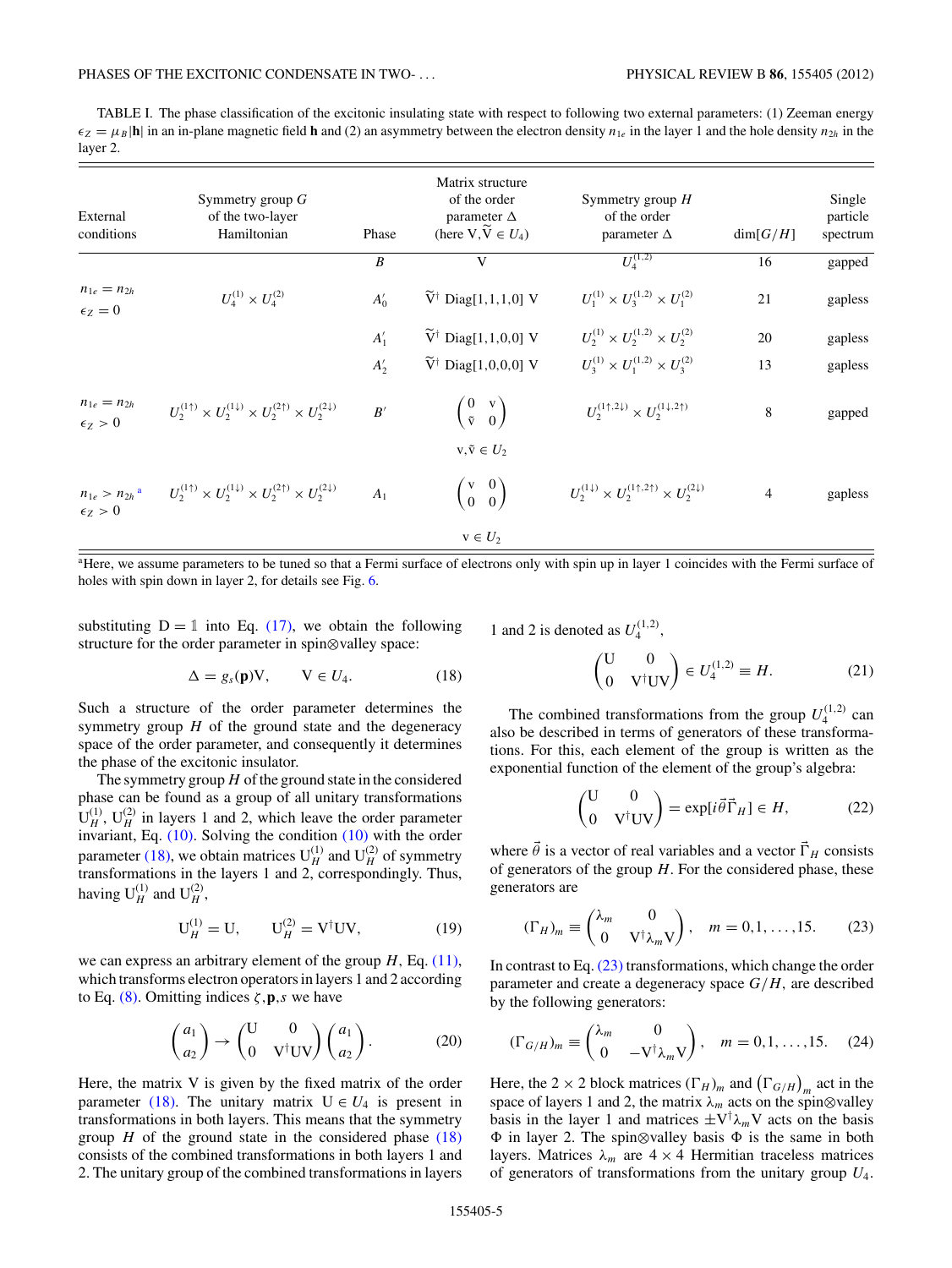TABLE I. The phase classification of the excitonic insulating state with respect to following two external parameters: (1) Zeeman energy $\epsilon_Z = \mu_B|\mathbf{h}|$ in an in-plane magnetic field $\mathbf{h}$ and (2) an asymmetry between the electron density $n_{1e}$ in the layer 1 and the hole density $n_{2h}$ in the layer 2.

| External conditions | Symmetry group $G$ of the two-layer Hamiltonian | Phase | Matrix structure of the order parameter $\Delta$ (here $\mathrm{V},\widetilde{\mathrm{V}} \in U_4$) | Symmetry group $H$ of the order parameter $\Delta$ | dim$[G/H]$ | Single particle spectrum |
|---|---|---|---|---|---|---|
| | | $B$ | V | $U_4^{(1,2)}$ | 16 | gapped |
| $n_{1e} = n_{2h}$ $\epsilon_Z = 0$ | $U_4^{(1)} \times U_4^{(2)}$ | $A_0'$ | $\widetilde{\mathrm{V}}^\dagger$ Diag[1,1,1,0] V | $U_1^{(1)} \times U_3^{(1,2)} \times U_1^{(2)}$ | 21 | gapless |
| | | $A_1'$ | $\widetilde{\mathrm{V}}^\dagger$ Diag[1,1,0,0] V | $U_2^{(1)} \times U_2^{(1,2)} \times U_2^{(2)}$ | 20 | gapless |
| | | $A_2'$ | $\widetilde{\mathrm{V}}^\dagger$ Diag[1,0,0,0] V | $U_3^{(1)} \times U_1^{(1,2)} \times U_3^{(2)}$ | 13 | gapless |
| $n_{1e} = n_{2h}$ $\epsilon_Z > 0$ | $U_2^{(1\uparrow)} \times U_2^{(1\downarrow)} \times U_2^{(2\uparrow)} \times U_2^{(2\downarrow)}$ | $B'$ | $\begin{pmatrix} 0 & \mathrm{v} \\ \tilde{\mathrm{v}} & 0 \end{pmatrix}$ $\mathrm{v},\tilde{\mathrm{v}} \in U_2$ | $U_2^{(1\uparrow,2\downarrow)} \times U_2^{(1\downarrow,2\uparrow)}$ | 8 | gapped |
| $n_{1e} > n_{2h}$ [a] $\epsilon_Z > 0$ | $U_2^{(1\uparrow)} \times U_2^{(1\downarrow)} \times U_2^{(2\uparrow)} \times U_2^{(2\downarrow)}$ | $A_1$ | $\begin{pmatrix} \mathrm{v} & 0 \\ 0 & 0 \end{pmatrix}$ $\mathrm{v} \in U_2$ | $U_2^{(1\downarrow)} \times U_2^{(1\uparrow,2\uparrow)} \times U_2^{(2\downarrow)}$ | 4 | gapless |

[a] Here, we assume parameters to be tuned so that a Fermi surface of electrons only with spin up in layer 1 coincides with the Fermi surface of holes with spin down in layer 2, for details see Fig. 6.

substituting $\mathrm{D} = \mathbb{1}$ into Eq. (17), we obtain the following structure for the order parameter in spin⊗valley space:

$$\Delta = g_s(\mathbf{p})\mathrm{V}, \qquad \mathrm{V} \in U_4. \tag{18}$$

Such a structure of the order parameter determines the symmetry group $H$ of the ground state and the degeneracy space of the order parameter, and consequently it determines the phase of the excitonic insulator.

The symmetry group $H$ of the ground state in the considered phase can be found as a group of all unitary transformations $\mathrm{U}_H^{(1)}$, $\mathrm{U}_H^{(2)}$ in layers 1 and 2, which leave the order parameter invariant, Eq. (10). Solving the condition (10) with the order parameter (18), we obtain matrices $\mathrm{U}_H^{(1)}$ and $\mathrm{U}_H^{(2)}$ of symmetry transformations in the layers 1 and 2, correspondingly. Thus, having $\mathrm{U}_H^{(1)}$ and $\mathrm{U}_H^{(2)}$,

$$\mathrm{U}_H^{(1)} = \mathrm{U}, \qquad \mathrm{U}_H^{(2)} = \mathrm{V}^\dagger \mathrm{U} \mathrm{V}, \tag{19}$$

we can express an arbitrary element of the group $H$, Eq. (11), which transforms electron operators in layers 1 and 2 according to Eq. (8). Omitting indices $\zeta,\mathbf{p},s$ we have

$$\begin{pmatrix} a_1 \\ a_2 \end{pmatrix} \to \begin{pmatrix} \mathrm{U} & 0 \\ 0 & \mathrm{V}^\dagger \mathrm{U} \mathrm{V} \end{pmatrix} \begin{pmatrix} a_1 \\ a_2 \end{pmatrix}. \tag{20}$$

Here, the matrix V is given by the fixed matrix of the order parameter (18). The unitary matrix $\mathrm{U} \in U_4$ is present in transformations in both layers. This means that the symmetry group $H$ of the ground state in the considered phase (18) consists of the combined transformations in both layers 1 and 2. The unitary group of the combined transformations in layers 1 and 2 is denoted as $U_4^{(1,2)}$,

$$\begin{pmatrix} \mathrm{U} & 0 \\ 0 & \mathrm{V}^\dagger \mathrm{U} \mathrm{V} \end{pmatrix} \in U_4^{(1,2)} \equiv H. \tag{21}$$

The combined transformations from the group $U_4^{(1,2)}$ can also be described in terms of generators of these transformations. For this, each element of the group is written as the exponential function of the element of the group's algebra:

$$\begin{pmatrix} \mathrm{U} & 0 \\ 0 & \mathrm{V}^\dagger \mathrm{U} \mathrm{V} \end{pmatrix} = \exp[i\vec{\theta}\vec{\Gamma}_H] \in H, \tag{22}$$

where $\vec{\theta}$ is a vector of real variables and a vector $\vec{\Gamma}_H$ consists of generators of the group $H$. For the considered phase, these generators are

$$(\Gamma_H)_m \equiv \begin{pmatrix} \lambda_m & 0 \\ 0 & \mathrm{V}^\dagger \lambda_m \mathrm{V} \end{pmatrix}, \quad m = 0,1,\ldots,15. \tag{23}$$

In contrast to Eq. (23) transformations, which change the order parameter and create a degeneracy space $G/H$, are described by the following generators:

$$(\Gamma_{G/H})_m \equiv \begin{pmatrix} \lambda_m & 0 \\ 0 & -\mathrm{V}^\dagger \lambda_m \mathrm{V} \end{pmatrix}, \quad m = 0,1,\ldots,15. \tag{24}$$

Here, the $2\times 2$ block matrices $(\Gamma_H)_m$ and $(\Gamma_{G/H})_m$ act in the space of layers 1 and 2, the matrix $\lambda_m$ acts on the spin⊗valley basis in the layer 1 and matrices $\pm\mathrm{V}^\dagger\lambda_m\mathrm{V}$ acts on the basis $\Phi$ in layer 2. The spin⊗valley basis $\Phi$ is the same in both layers. Matrices $\lambda_m$ are $4\times 4$ Hermitian traceless matrices of generators of transformations from the unitary group $U_4$.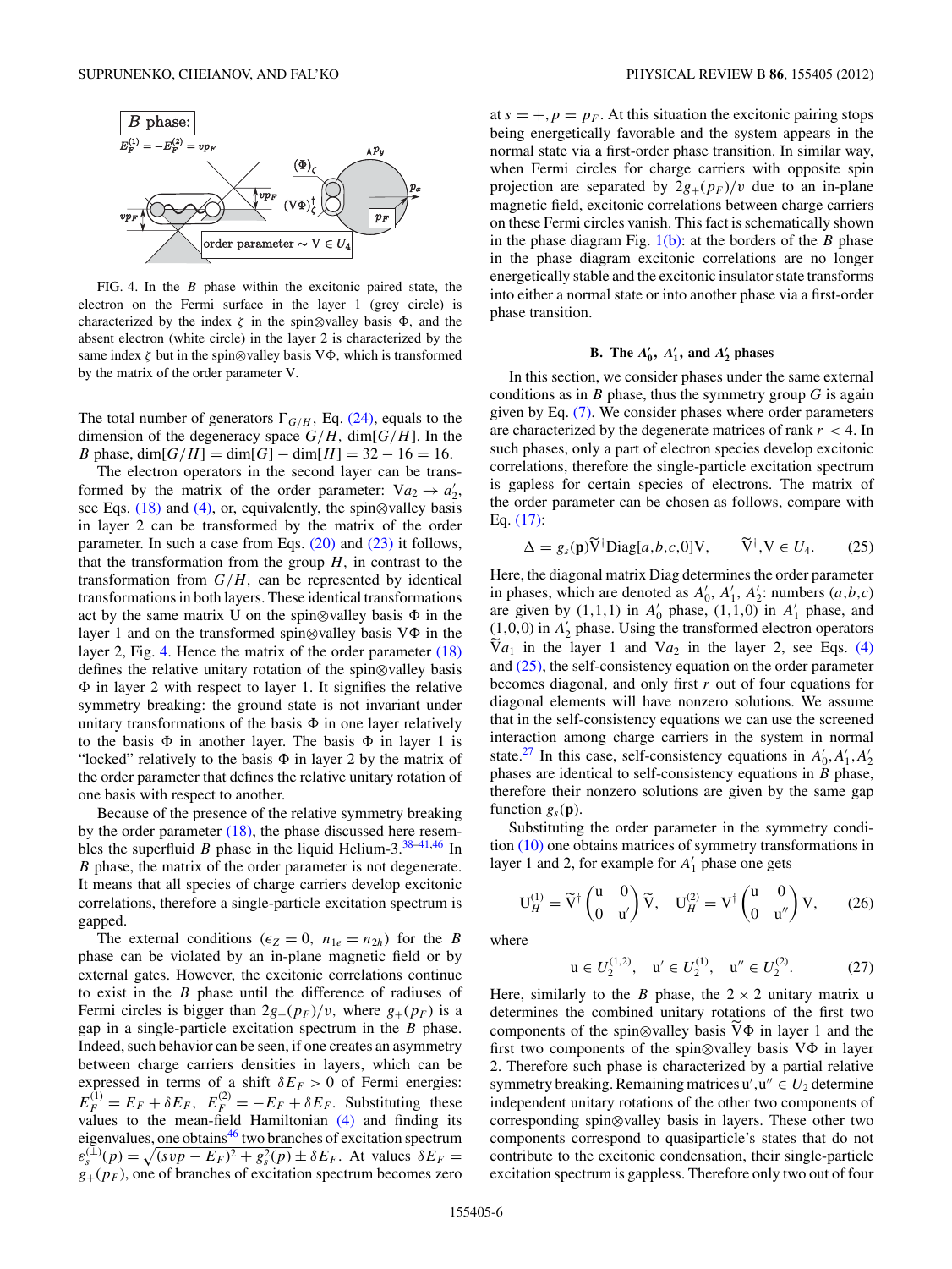FIG. 4. In the $B$ phase within the excitonic paired state, the electron on the Fermi surface in the layer 1 (grey circle) is characterized by the index $\zeta$ in the spin⊗valley basis $\Phi$, and the absent electron (white circle) in the layer 2 is characterized by the same index $\zeta$ but in the spin⊗valley basis $\mathrm{V}\Phi$, which is transformed by the matrix of the order parameter V.

The total number of generators $\Gamma_{G/H}$, Eq. (24), equals to the dimension of the degeneracy space $G/H$, $\dim[G/H]$. In the $B$ phase, $\dim[G/H] = \dim[G] - \dim[H] = 32 - 16 = 16$.

The electron operators in the second layer can be transformed by the matrix of the order parameter: $\mathrm{V}a_2 \to a_2'$, see Eqs. (18) and (4), or, equivalently, the spin⊗valley basis in layer 2 can be transformed by the matrix of the order parameter. In such a case from Eqs. (20) and (23) it follows, that the transformation from the group $H$, in contrast to the transformation from $G/H$, can be represented by identical transformations in both layers. These identical transformations act by the same matrix U on the spin⊗valley basis $\Phi$ in the layer 1 and on the transformed spin⊗valley basis $\mathrm{V}\Phi$ in the layer 2, Fig. 4. Hence the matrix of the order parameter (18) defines the relative unitary rotation of the spin⊗valley basis $\Phi$ in layer 2 with respect to layer 1. It signifies the relative symmetry breaking: the ground state is not invariant under unitary transformations of the basis $\Phi$ in one layer relatively to the basis $\Phi$ in another layer. The basis $\Phi$ in layer 1 is "locked" relatively to the basis $\Phi$ in layer 2 by the matrix of the order parameter that defines the relative unitary rotation of one basis with respect to another.

Because of the presence of the relative symmetry breaking by the order parameter (18), the phase discussed here resembles the superfluid $B$ phase in the liquid Helium-3.[38–41,46] In $B$ phase, the matrix of the order parameter is not degenerate. It means that all species of charge carriers develop excitonic correlations, therefore a single-particle excitation spectrum is gapped.

The external conditions ($\epsilon_Z = 0$, $n_{1e} = n_{2h}$) for the $B$ phase can be violated by an in-plane magnetic field or by external gates. However, the excitonic correlations continue to exist in the $B$ phase until the difference of radiuses of Fermi circles is bigger than $2g_+(p_F)/v$, where $g_+(p_F)$ is a gap in a single-particle excitation spectrum in the $B$ phase. Indeed, such behavior can be seen, if one creates an asymmetry between charge carriers densities in layers, which can be expressed in terms of a shift $\delta E_F > 0$ of Fermi energies: $E_F^{(1)} = E_F + \delta E_F$, $E_F^{(2)} = -E_F + \delta E_F$. Substituting these values in the mean-field Hamiltonian (4) and finding its eigenvalues, one obtains[46] two branches of excitation spectrum $\varepsilon_s^{(\pm)}(p) = \sqrt{(svp - E_F)^2 + g_s^2(p)} \pm \delta E_F$. At values $\delta E_F = g_+(p_F)$, one of branches of excitation spectrum becomes zero at $s = +, p = p_F$. At this situation the excitonic pairing stops being energetically favorable and the system appears in the normal state via a first-order phase transition. In similar way, when Fermi circles for charge carriers with opposite spin projection are separated by $2g_+(p_F)/v$ due to an in-plane magnetic field, excitonic correlations between charge carriers on these Fermi circles vanish. This fact is schematically shown in the phase diagram Fig. 1(b): at the borders of the $B$ phase in the phase diagram excitonic correlations are no longer energetically stable and the excitonic insulator state transforms into either a normal state or into another phase via a first-order phase transition.

### B. The $A_0'$, $A_1'$, and $A_2'$ phases

In this section, we consider phases under the same external conditions as in $B$ phase, thus the symmetry group $G$ is again given by Eq. (7). We consider phases where order parameters are characterized by the degenerate matrices of rank $r < 4$. In such phases, only a part of electron species develop excitonic correlations, therefore the single-particle excitation spectrum is gapless for certain species of electrons. The matrix of the order parameter can be chosen as follows, compare with Eq. (17):

$$\Delta = g_s(\mathbf{p})\widetilde{\mathrm{V}}^\dagger \mathrm{Diag}[a,b,c,0]\mathrm{V}, \qquad \widetilde{\mathrm{V}}^\dagger, \mathrm{V} \in U_4. \qquad (25)$$

Here, the diagonal matrix Diag determines the order parameter in phases, which are denoted as $A_0'$, $A_1'$, $A_2'$: numbers $(a,b,c)$ are given by $(1,1,1)$ in $A_0'$ phase, $(1,1,0)$ in $A_1'$ phase, and $(1,0,0)$ in $A_2'$ phase. Using the transformed electron operators $\widetilde{\mathrm{V}}a_1$ in the layer 1 and $\mathrm{V}a_2$ in the layer 2, see Eqs. (4) and (25), the self-consistency equation on the order parameter becomes diagonal, and only first $r$ out of four equations for diagonal elements will have nonzero solutions. We assume that in the self-consistency equations we can use the screened interaction among charge carriers in the system in normal state.[27] In this case, self-consistency equations in $A_0', A_1', A_2'$ phases are identical to self-consistency equations in $B$ phase, therefore their nonzero solutions are given by the same gap function $g_s(\mathbf{p})$.

Substituting the order parameter in the symmetry condition (10) one obtains matrices of symmetry transformations in layer 1 and 2, for example for $A_1'$ phase one gets

$$\mathrm{U}_H^{(1)} = \widetilde{\mathrm{V}}^\dagger \begin{pmatrix} \mathrm{u} & 0 \\ 0 & \mathrm{u}' \end{pmatrix} \widetilde{\mathrm{V}}, \quad \mathrm{U}_H^{(2)} = \mathrm{V}^\dagger \begin{pmatrix} \mathrm{u} & 0 \\ 0 & \mathrm{u}'' \end{pmatrix} \mathrm{V}, \qquad (26)$$

where

$$\mathrm{u} \in U_2^{(1,2)}, \quad \mathrm{u}' \in U_2^{(1)}, \quad \mathrm{u}'' \in U_2^{(2)}. \qquad (27)$$

Here, similarly to the $B$ phase, the $2 \times 2$ unitary matrix u determines the combined unitary rotations of the first two components of the spin⊗valley basis $\widetilde{\mathrm{V}}\Phi$ in layer 1 and the first two components of the spin⊗valley basis $\mathrm{V}\Phi$ in layer 2. Therefore such phase is characterized by a partial relative symmetry breaking. Remaining matrices $\mathrm{u}', \mathrm{u}'' \in U_2$ determine independent unitary rotations of the other two components of corresponding spin⊗valley basis in layers. These other two components correspond to quasiparticle's states that do not contribute to the excitonic condensation, their single-particle excitation spectrum is gapless. Therefore only two out of four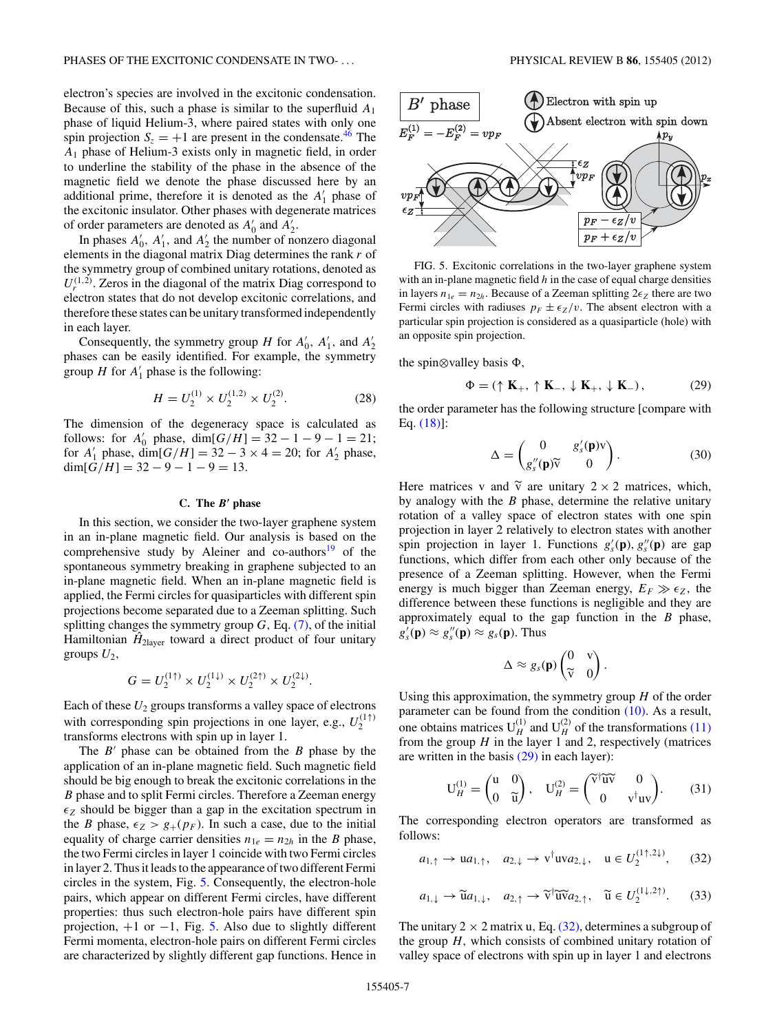electron's species are involved in the excitonic condensation. Because of this, such a phase is similar to the superfluid $A_1$ phase of liquid Helium-3, where paired states with only one spin projection $S_z = +1$ are present in the condensate.[46] The $A_1$ phase of Helium-3 exists only in magnetic field, in order to underline the stability of the phase in the absence of the magnetic field we denote the phase discussed here by an additional prime, therefore it is denoted as the $A_1'$ phase of the excitonic insulator. Other phases with degenerate matrices of order parameters are denoted as $A_0'$ and $A_2'$.

In phases $A_0'$, $A_1'$, and $A_2'$ the number of nonzero diagonal elements in the diagonal matrix Diag determines the rank $r$ of the symmetry group of combined unitary rotations, denoted as $U_r^{(1,2)}$. Zeros in the diagonal of the matrix Diag correspond to electron states that do not develop excitonic correlations, and therefore these states can be unitary transformed independently in each layer.

Consequently, the symmetry group $H$ for $A_0'$, $A_1'$, and $A_2'$ phases can be easily identified. For example, the symmetry group $H$ for $A_1'$ phase is the following:

$$H = U_2^{(1)} \times U_2^{(1,2)} \times U_2^{(2)}. \tag{28}$$

The dimension of the degeneracy space is calculated as follows: for $A_0'$ phase, $\dim[G/H] = 32 - 1 - 9 - 1 = 21$; for $A_1'$ phase, $\dim[G/H] = 32 - 3 \times 4 = 20$; for $A_2'$ phase, $\dim[G/H] = 32 - 9 - 1 - 9 = 13$.

### C. The $B'$ phase

In this section, we consider the two-layer graphene system in an in-plane magnetic field. Our analysis is based on the comprehensive study by Aleiner and co-authors[19] of the spontaneous symmetry breaking in graphene subjected to an in-plane magnetic field. When an in-plane magnetic field is applied, the Fermi circles for quasiparticles with different spin projections become separated due to a Zeeman splitting. Such splitting changes the symmetry group $G$, Eq. (7), of the initial Hamiltonian $\hat{H}_{2\text{layer}}$ toward a direct product of four unitary groups $U_2$,

$$G = U_2^{(1\uparrow)} \times U_2^{(1\downarrow)} \times U_2^{(2\uparrow)} \times U_2^{(2\downarrow)}.$$

Each of these $U_2$ groups transforms a valley space of electrons with corresponding spin projections in one layer, e.g., $U_2^{(1\uparrow)}$ transforms electrons with spin up in layer 1.

The $B'$ phase can be obtained from the $B$ phase by the application of an in-plane magnetic field. Such magnetic field should be big enough to break the excitonic correlations in the $B$ phase and to split Fermi circles. Therefore a Zeeman energy $\epsilon_Z$ should be bigger than a gap in the excitation spectrum in the $B$ phase, $\epsilon_Z > g_+(p_F)$. In such a case, due to the initial equality of charge carrier densities $n_{1e} = n_{2h}$ in the $B$ phase, the two Fermi circles in layer 1 coincide with two Fermi circles in layer 2. Thus it leads to the appearance of two different Fermi circles in the system, Fig. 5. Consequently, the electron-hole pairs, which appear on different Fermi circles, have different properties: thus such electron-hole pairs have different spin projection, +1 or −1, Fig. 5. Also due to slightly different Fermi momenta, electron-hole pairs on different Fermi circles are characterized by slightly different gap functions. Hence in the spin⊗valley basis $\Phi$,

$$\Phi = (\uparrow \mathbf{K}_+, \uparrow \mathbf{K}_-, \downarrow \mathbf{K}_+, \downarrow \mathbf{K}_-), \tag{29}$$

the order parameter has the following structure [compare with Eq. (18)]:

$$\Delta = \begin{pmatrix} 0 & g_s'(\mathbf{p})\mathrm{v} \\ g_s''(\mathbf{p})\tilde{\mathrm{v}} & 0 \end{pmatrix}. \tag{30}$$

Here matrices v and $\tilde{\mathrm{v}}$ are unitary $2 \times 2$ matrices, which, by analogy with the $B$ phase, determine the relative unitary rotation of a valley space of electron states with one spin projection in layer 2 relatively to electron states with another spin projection in layer 1. Functions $g_s'(\mathbf{p})$, $g_s''(\mathbf{p})$ are gap functions, which differ from each other only because of the presence of a Zeeman splitting. However, when the Fermi energy is much bigger than Zeeman energy, $E_F \gg \epsilon_Z$, the difference between these functions is negligible and they are approximately equal to the gap function in the $B$ phase, $g_s'(\mathbf{p}) \approx g_s''(\mathbf{p}) \approx g_s(\mathbf{p})$. Thus

$$\Delta \approx g_s(\mathbf{p}) \begin{pmatrix} 0 & \mathrm{v} \\ \tilde{\mathrm{v}} & 0 \end{pmatrix}.$$

Using this approximation, the symmetry group $H$ of the order parameter can be found from the condition (10). As a result, one obtains matrices $\mathrm{U}_H^{(1)}$ and $\mathrm{U}_H^{(2)}$ of the transformations (11) from the group $H$ in the layer 1 and 2, respectively (matrices are written in the basis (29) in each layer):

$$\mathrm{U}_H^{(1)} = \begin{pmatrix} \mathrm{u} & 0 \\ 0 & \tilde{\mathrm{u}} \end{pmatrix}, \quad \mathrm{U}_H^{(2)} = \begin{pmatrix} \tilde{\mathrm{v}}^\dagger \tilde{\mathrm{u}} \tilde{\mathrm{v}} & 0 \\ 0 & \mathrm{v}^\dagger \mathrm{u} \mathrm{v} \end{pmatrix}. \tag{31}$$

The corresponding electron operators are transformed as follows:

$$a_{1,\uparrow} \to \mathrm{u} a_{1,\uparrow}, \quad a_{2,\downarrow} \to \mathrm{v}^\dagger \mathrm{u} \mathrm{v} a_{2,\downarrow}, \quad \mathrm{u} \in U_2^{(1\uparrow,2\downarrow)}, \tag{32}$$

$$a_{1,\downarrow} \to \tilde{\mathrm{u}} a_{1,\downarrow}, \quad a_{2,\uparrow} \to \tilde{\mathrm{v}}^\dagger \tilde{\mathrm{u}} \tilde{\mathrm{v}} a_{2,\uparrow}, \quad \tilde{\mathrm{u}} \in U_2^{(1\downarrow,2\uparrow)}. \tag{33}$$

The unitary $2 \times 2$ matrix u, Eq. (32), determines a subgroup of the group $H$, which consists of combined unitary rotation of valley space of electrons with spin up in layer 1 and electrons

FIG. 5. Excitonic correlations in the two-layer graphene system with an in-plane magnetic field $h$ in the case of equal charge densities in layers $n_{1e} = n_{2h}$. Because of a Zeeman splitting $2\epsilon_Z$ there are two Fermi circles with radiuses $p_F \pm \epsilon_Z/v$. The absent electron with a particular spin projection is considered as a quasiparticle (hole) with an opposite spin projection.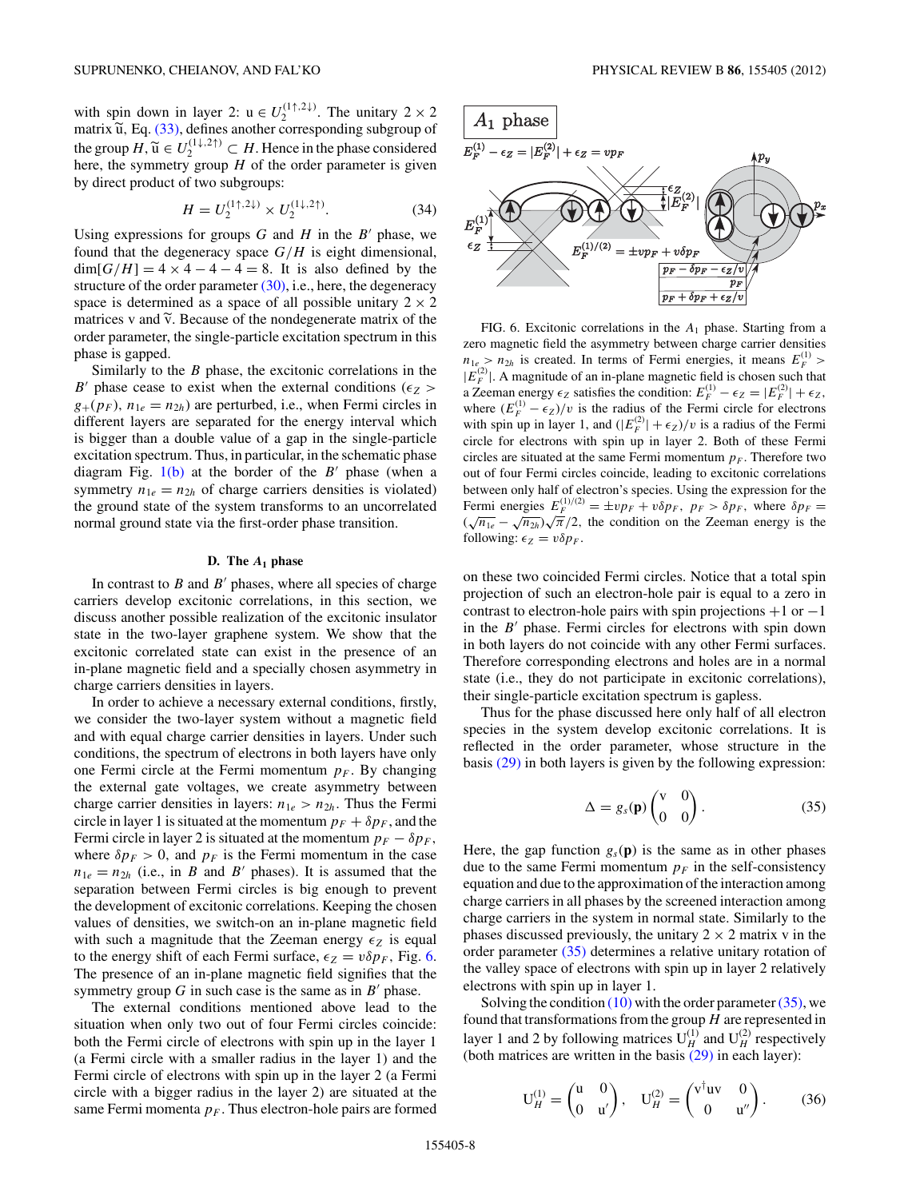with spin down in layer 2: $\mathrm{u} \in U_2^{(1\uparrow,2\downarrow)}$. The unitary $2 \times 2$ matrix $\widetilde{\mathrm{u}}$, Eq. (33), defines another corresponding subgroup of the group $H$, $\widetilde{\mathrm{u}} \in U_2^{(1\downarrow,2\uparrow)} \subset H$. Hence in the phase considered here, the symmetry group $H$ of the order parameter is given by direct product of two subgroups:

$$H = U_2^{(1\uparrow,2\downarrow)} \times U_2^{(1\downarrow,2\uparrow)}. \tag{34}$$

Using expressions for groups $G$ and $H$ in the $B'$ phase, we found that the degeneracy space $G/H$ is eight dimensional, $\dim[G/H] = 4 \times 4 - 4 - 4 = 8$. It is also defined by the structure of the order parameter (30), i.e., here, the degeneracy space is determined as a space of all possible unitary $2 \times 2$ matrices v and $\widetilde{\mathrm{v}}$. Because of the nondegenerate matrix of the order parameter, the single-particle excitation spectrum in this phase is gapped.

Similarly to the $B$ phase, the excitonic correlations in the $B'$ phase cease to exist when the external conditions ($\epsilon_Z > g_+(p_F)$, $n_{1e} = n_{2h}$) are perturbed, i.e., when Fermi circles in different layers are separated for the energy interval which is bigger than a double value of a gap in the single-particle excitation spectrum. Thus, in particular, in the schematic phase diagram Fig. 1(b) at the border of the $B'$ phase (when a symmetry $n_{1e} = n_{2h}$ of charge carriers densities is violated) the ground state of the system transforms to an uncorrelated normal ground state via the first-order phase transition.

### D. The $A_1$ phase

In contrast to $B$ and $B'$ phases, where all species of charge carriers develop excitonic correlations, in this section, we discuss another possible realization of the excitonic insulator state in the two-layer graphene system. We show that the excitonic correlated state can exist in the presence of an in-plane magnetic field and a specially chosen asymmetry in charge carriers densities in layers.

In order to achieve a necessary external conditions, firstly, we consider the two-layer system without a magnetic field and with equal charge carrier densities in layers. Under such conditions, the spectrum of electrons in both layers have only one Fermi circle at the Fermi momentum $p_F$. By changing the external gate voltages, we create asymmetry between charge carrier densities in layers: $n_{1e} > n_{2h}$. Thus the Fermi circle in layer 1 is situated at the momentum $p_F + \delta p_F$, and the Fermi circle in layer 2 is situated at the momentum $p_F - \delta p_F$, where $\delta p_F > 0$, and $p_F$ is the Fermi momentum in the case $n_{1e} = n_{2h}$ (i.e., in $B$ and $B'$ phases). It is assumed that the separation between Fermi circles is big enough to prevent the development of excitonic correlations. Keeping the chosen values of densities, we switch-on an in-plane magnetic field with such a magnitude that the Zeeman energy $\epsilon_Z$ is equal to the energy shift of each Fermi surface, $\epsilon_Z = v\delta p_F$, Fig. 6. The presence of an in-plane magnetic field signifies that the symmetry group $G$ in such case is the same as in $B'$ phase.

The external conditions mentioned above lead to the situation when only two out of four Fermi circles coincide: both the Fermi circle of electrons with spin up in the layer 1 (a Fermi circle with a smaller radius in the layer 1) and the Fermi circle of electrons with spin up in the layer 2 (a Fermi circle with a bigger radius in the layer 2) are situated at the same Fermi momenta $p_F$. Thus electron-hole pairs are formed

FIG. 6. Excitonic correlations in the $A_1$ phase. Starting from a zero magnetic field the asymmetry between charge carrier densities $n_{1e} > n_{2h}$ is created. In terms of Fermi energies, it means $E_F^{(1)} > |E_F^{(2)}|$. A magnitude of an in-plane magnetic field is chosen such that a Zeeman energy $\epsilon_Z$ satisfies the condition: $E_F^{(1)} - \epsilon_Z = |E_F^{(2)}| + \epsilon_Z$, where $(E_F^{(1)} - \epsilon_Z)/v$ is the radius of the Fermi circle for electrons with spin up in layer 1, and $(|E_F^{(2)}| + \epsilon_Z)/v$ is a radius of the Fermi circle for electrons with spin up in layer 2. Both of these Fermi circles are situated at the same Fermi momentum $p_F$. Therefore two out of four Fermi circles coincide, leading to excitonic correlations between only half of electron's species. Using the expression for the Fermi energies $E_F^{(1)/(2)} = \pm v p_F + v\delta p_F$, $p_F > \delta p_F$, where $\delta p_F = (\sqrt{n_{1e}} - \sqrt{n_{2h}})\sqrt{\pi}/2$, the condition on the Zeeman energy is the following: $\epsilon_Z = v\delta p_F$.

on these two coincided Fermi circles. Notice that a total spin projection of such an electron-hole pair is equal to a zero in contrast to electron-hole pairs with spin projections $+1$ or $-1$ in the $B'$ phase. Fermi circles for electrons with spin down in both layers do not coincide with any other Fermi surfaces. Therefore corresponding electrons and holes are in a normal state (i.e., they do not participate in excitonic correlations), their single-particle excitation spectrum is gapless.

Thus for the phase discussed here only half of all electron species in the system develop excitonic correlations. It is reflected in the order parameter, whose structure in the basis (29) in both layers is given by the following expression:

$$\Delta = g_s(\mathbf{p}) \begin{pmatrix} \mathrm{v} & 0 \\ 0 & 0 \end{pmatrix}. \tag{35}$$

Here, the gap function $g_s(\mathbf{p})$ is the same as in other phases due to the same Fermi momentum $p_F$ in the self-consistency equation and due to the approximation of the interaction among charge carriers in all phases by the screened interaction among charge carriers in the system in normal state. Similarly to the phases discussed previously, the unitary $2 \times 2$ matrix v in the order parameter (35) determines a relative unitary rotation of the valley space of electrons with spin up in layer 2 relatively electrons with spin up in layer 1.

Solving the condition (10) with the order parameter (35), we found that transformations from the group $H$ are represented in layer 1 and 2 by following matrices $\mathrm{U}_H^{(1)}$ and $\mathrm{U}_H^{(2)}$ respectively (both matrices are written in the basis (29) in each layer):

$$\mathrm{U}_H^{(1)} = \begin{pmatrix} \mathrm{u} & 0 \\ 0 & \mathrm{u}' \end{pmatrix}, \quad \mathrm{U}_H^{(2)} = \begin{pmatrix} \mathrm{v}^\dagger \mathrm{u} \mathrm{v} & 0 \\ 0 & \mathrm{u}'' \end{pmatrix}. \tag{36}$$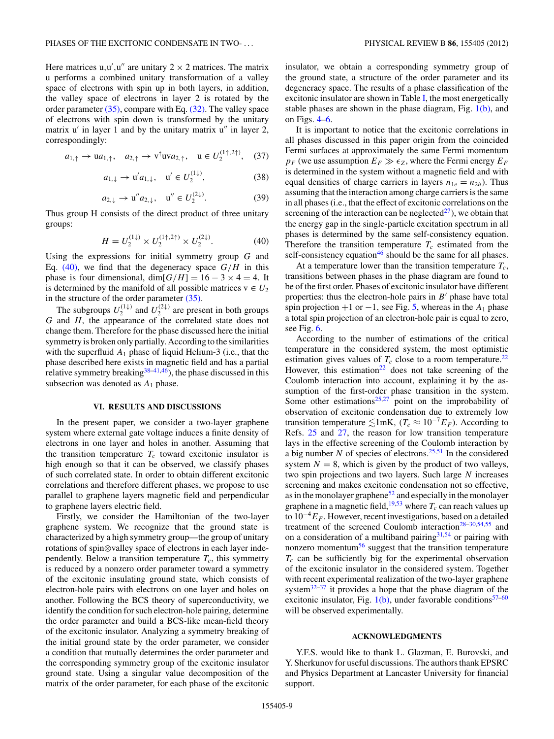Here matrices u,u′,u″ are unitary $2 \times 2$ matrices. The matrix u performs a combined unitary transformation of a valley space of electrons with spin up in both layers, in addition, the valley space of electrons in layer 2 is rotated by the order parameter (35), compare with Eq. (32). The valley space of electrons with spin down is transformed by the unitary matrix u′ in layer 1 and by the unitary matrix u″ in layer 2, correspondingly:

$$a_{1,\uparrow} \to \mathrm{u} a_{1,\uparrow}, \quad a_{2,\uparrow} \to \mathrm{v}^{\dagger}\mathrm{u}\mathrm{v} a_{2,\uparrow}, \quad \mathrm{u} \in U_2^{(1\uparrow,2\uparrow)}, \tag{37}$$

$$a_{1,\downarrow} \to \mathrm{u}' a_{1,\downarrow}, \quad \mathrm{u}' \in U_2^{(1\downarrow)}, \tag{38}$$

$$a_{2,\downarrow} \to \mathrm{u}'' a_{2,\downarrow}, \quad \mathrm{u}'' \in U_2^{(2\downarrow)}. \tag{39}$$

Thus group H consists of the direct product of three unitary groups:

$$H = U_2^{(1\downarrow)} \times U_2^{(1\uparrow,2\uparrow)} \times U_2^{(2\downarrow)}. \tag{40}$$

Using the expressions for initial symmetry group $G$ and Eq. (40), we find that the degeneracy space $G/H$ in this phase is four dimensional, $\dim[G/H] = 16 - 3 \times 4 = 4$. It is determined by the manifold of all possible matrices $\mathrm{v} \in U_2$ in the structure of the order parameter (35).

The subgroups $U_2^{(1\downarrow)}$ and $U_2^{(2\downarrow)}$ are present in both groups $G$ and $H$, the appearance of the correlated state does not change them. Therefore for the phase discussed here the initial symmetry is broken only partially. According to the similarities with the superfluid $A_1$ phase of liquid Helium-3 (i.e., that the phase described here exists in magnetic field and has a partial relative symmetry breaking[38–41,46]), the phase discussed in this subsection was denoted as $A_1$ phase.

## VI. RESULTS AND DISCUSSIONS

In the present paper, we consider a two-layer graphene system where external gate voltage induces a finite density of electrons in one layer and holes in another. Assuming that the transition temperature $T_c$ toward excitonic insulator is high enough so that it can be observed, we classify phases of such correlated state. In order to obtain different excitonic correlations and therefore different phases, we propose to use parallel to graphene layers magnetic field and perpendicular to graphene layers electric field.

Firstly, we consider the Hamiltonian of the two-layer graphene system. We recognize that the ground state is characterized by a high symmetry group—the group of unitary rotations of spin⊗valley space of electrons in each layer independently. Below a transition temperature $T_c$, this symmetry is reduced by a nonzero order parameter toward a symmetry of the excitonic insulating ground state, which consists of electron-hole pairs with electrons on one layer and holes on another. Following the BCS theory of superconductivity, we identify the condition for such electron-hole pairing, determine the order parameter and build a BCS-like mean-field theory of the excitonic insulator. Analyzing a symmetry breaking of the initial ground state by the order parameter, we consider a condition that mutually determines the order parameter and the corresponding symmetry group of the excitonic insulator ground state. Using a singular value decomposition of the matrix of the order parameter, for each phase of the excitonic insulator, we obtain a corresponding symmetry group of the ground state, a structure of the order parameter and its degeneracy space. The results of a phase classification of the excitonic insulator are shown in Table I, the most energetically stable phases are shown in the phase diagram, Fig. 1(b), and on Figs. 4–6.

It is important to notice that the excitonic correlations in all phases discussed in this paper origin from the coincided Fermi surfaces at approximately the same Fermi momentum $p_F$ (we use assumption $E_F \gg \epsilon_Z$, where the Fermi energy $E_F$ is determined in the system without a magnetic field and with equal densities of charge carriers in layers $n_{1e} = n_{2h}$). Thus assuming that the interaction among charge carriers is the same in all phases (i.e., that the effect of excitonic correlations on the screening of the interaction can be neglected[27]), we obtain that the energy gap in the single-particle excitation spectrum in all phases is determined by the same self-consistency equation. Therefore the transition temperature $T_c$ estimated from the self-consistency equation[46] should be the same for all phases.

At a temperature lower than the transition temperature $T_c$, transitions between phases in the phase diagram are found to be of the first order. Phases of excitonic insulator have different properties: thus the electron-hole pairs in $B'$ phase have total spin projection $+1$ or $-1$, see Fig. 5, whereas in the $A_1$ phase a total spin projection of an electron-hole pair is equal to zero, see Fig. 6.

According to the number of estimations of the critical temperature in the considered system, the most optimistic estimation gives values of $T_c$ close to a room temperature.[22] However, this estimation[22] does not take screening of the Coulomb interaction into account, explaining it by the assumption of the first-order phase transition in the system. Some other estimations[25,27] point on the improbability of observation of excitonic condensation due to extremely low transition temperature $\lesssim$1mK, ($T_c \approx 10^{-7}E_F$). According to Refs. 25 and 27, the reason for low transition temperature lays in the effective screening of the Coulomb interaction by a big number $N$ of species of electrons.[25,51] In the considered system $N = 8$, which is given by the product of two valleys, two spin projections and two layers. Such large $N$ increases screening and makes excitonic condensation not so effective, as in the monolayer graphene[52] and especially in the monolayer graphene in a magnetic field,[19,53] where $T_c$ can reach values up to $10^{-4}E_F$. However, recent investigations, based on a detailed treatment of the screened Coulomb interaction[28–30,54,55] and on a consideration of a multiband pairing[31,54] or pairing with nonzero momentum[56] suggest that the transition temperature $T_c$ can be sufficiently big for the experimental observation of the excitonic insulator in the considered system. Together with recent experimental realization of the two-layer graphene system[32–37] it provides a hope that the phase diagram of the excitonic insulator, Fig. 1(b), under favorable conditions[57–60] will be observed experimentally.

## ACKNOWLEDGMENTS

Y.F.S. would like to thank L. Glazman, E. Burovski, and Y. Sherkunov for useful discussions. The authors thank EPSRC and Physics Department at Lancaster University for financial support.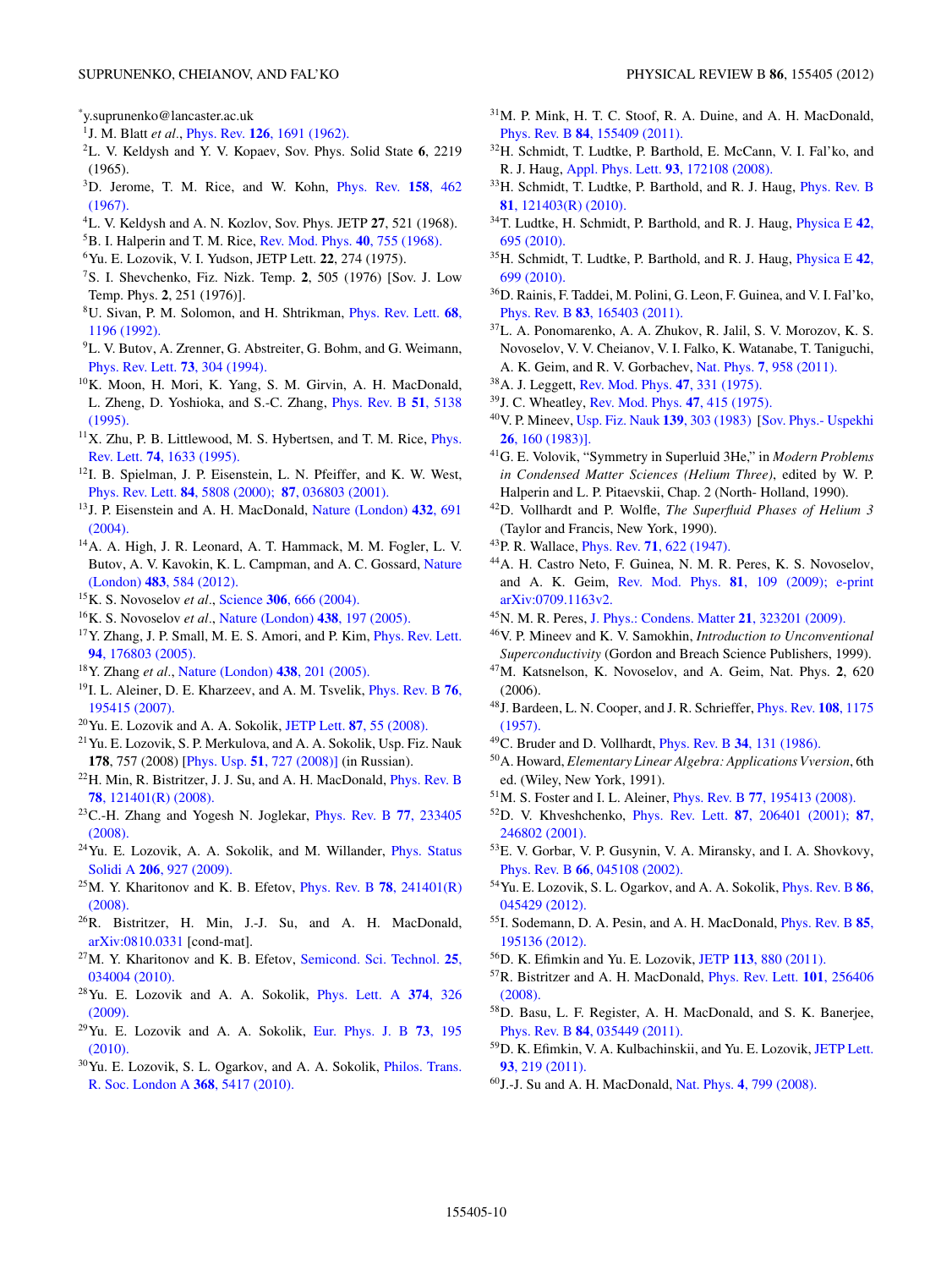*y.suprunenko@lancaster.ac.uk

[1] J. M. Blatt *et al.*, Phys. Rev. **126**, 1691 (1962).

[2] L. V. Keldysh and Y. V. Kopaev, Sov. Phys. Solid State **6**, 2219 (1965).

[3] D. Jerome, T. M. Rice, and W. Kohn, Phys. Rev. **158**, 462 (1967).

[4] L. V. Keldysh and A. N. Kozlov, Sov. Phys. JETP **27**, 521 (1968).

[5] B. I. Halperin and T. M. Rice, Rev. Mod. Phys. **40**, 755 (1968).

[6] Yu. E. Lozovik, V. I. Yudson, JETP Lett. **22**, 274 (1975).

[7] S. I. Shevchenko, Fiz. Nizk. Temp. **2**, 505 (1976) [Sov. J. Low Temp. Phys. **2**, 251 (1976)].

[8] U. Sivan, P. M. Solomon, and H. Shtrikman, Phys. Rev. Lett. **68**, 1196 (1992).

[9] L. V. Butov, A. Zrenner, G. Abstreiter, G. Bohm, and G. Weimann, Phys. Rev. Lett. **73**, 304 (1994).

[10] K. Moon, H. Mori, K. Yang, S. M. Girvin, A. H. MacDonald, L. Zheng, D. Yoshioka, and S.-C. Zhang, Phys. Rev. B **51**, 5138 (1995).

[11] X. Zhu, P. B. Littlewood, M. S. Hybertsen, and T. M. Rice, Phys. Rev. Lett. **74**, 1633 (1995).

[12] I. B. Spielman, J. P. Eisenstein, L. N. Pfeiffer, and K. W. West, Phys. Rev. Lett. **84**, 5808 (2000); **87**, 036803 (2001).

[13] J. P. Eisenstein and A. H. MacDonald, Nature (London) **432**, 691 (2004).

[14] A. A. High, J. R. Leonard, A. T. Hammack, M. M. Fogler, L. V. Butov, A. V. Kavokin, K. L. Campman, and A. C. Gossard, Nature (London) **483**, 584 (2012).

[15] K. S. Novoselov *et al.*, Science **306**, 666 (2004).

[16] K. S. Novoselov *et al.*, Nature (London) **438**, 197 (2005).

[17] Y. Zhang, J. P. Small, M. E. S. Amori, and P. Kim, Phys. Rev. Lett. **94**, 176803 (2005).

[18] Y. Zhang *et al.*, Nature (London) **438**, 201 (2005).

[19] I. L. Aleiner, D. E. Kharzeev, and A. M. Tsvelik, Phys. Rev. B **76**, 195415 (2007).

[20] Yu. E. Lozovik and A. A. Sokolik, JETP Lett. **87**, 55 (2008).

[21] Yu. E. Lozovik, S. P. Merkulova, and A. A. Sokolik, Usp. Fiz. Nauk **178**, 757 (2008) [Phys. Usp. **51**, 727 (2008)] (in Russian).

[22] H. Min, R. Bistritzer, J. J. Su, and A. H. MacDonald, Phys. Rev. B **78**, 121401(R) (2008).

[23] C.-H. Zhang and Yogesh N. Joglekar, Phys. Rev. B **77**, 233405 (2008).

[24] Yu. E. Lozovik, A. A. Sokolik, and M. Willander, Phys. Status Solidi A **206**, 927 (2009).

[25] M. Y. Kharitonov and K. B. Efetov, Phys. Rev. B **78**, 241401(R) (2008).

[26] R. Bistritzer, H. Min, J.-J. Su, and A. H. MacDonald, arXiv:0810.0331 [cond-mat].

[27] M. Y. Kharitonov and K. B. Efetov, Semicond. Sci. Technol. **25**, 034004 (2010).

[28] Yu. E. Lozovik and A. A. Sokolik, Phys. Lett. A **374**, 326 (2009).

[29] Yu. E. Lozovik and A. A. Sokolik, Eur. Phys. J. B **73**, 195 (2010).

[30] Yu. E. Lozovik, S. L. Ogarkov, and A. A. Sokolik, Philos. Trans. R. Soc. London A **368**, 5417 (2010).

[31] M. P. Mink, H. T. C. Stoof, R. A. Duine, and A. H. MacDonald, Phys. Rev. B **84**, 155409 (2011).

[32] H. Schmidt, T. Ludtke, P. Barthold, E. McCann, V. I. Fal'ko, and R. J. Haug, Appl. Phys. Lett. **93**, 172108 (2008).

[33] H. Schmidt, T. Ludtke, P. Barthold, and R. J. Haug, Phys. Rev. B **81**, 121403(R) (2010).

[34] T. Ludtke, H. Schmidt, P. Barthold, and R. J. Haug, Physica E **42**, 695 (2010).

[35] H. Schmidt, T. Ludtke, P. Barthold, and R. J. Haug, Physica E **42**, 699 (2010).

[36] D. Rainis, F. Taddei, M. Polini, G. Leon, F. Guinea, and V. I. Fal'ko, Phys. Rev. B **83**, 165403 (2011).

[37] L. A. Ponomarenko, A. A. Zhukov, R. Jalil, S. V. Morozov, K. S. Novoselov, V. V. Cheianov, V. I. Falko, K. Watanabe, T. Taniguchi, A. K. Geim, and R. V. Gorbachev, Nat. Phys. **7**, 958 (2011).

[38] A. J. Leggett, Rev. Mod. Phys. **47**, 331 (1975).

[39] J. C. Wheatley, Rev. Mod. Phys. **47**, 415 (1975).

[40] V. P. Mineev, Usp. Fiz. Nauk **139**, 303 (1983) [Sov. Phys.- Uspekhi **26**, 160 (1983)].

[41] G. E. Volovik, "Symmetry in Superluid 3He," in *Modern Problems in Condensed Matter Sciences (Helium Three)*, edited by W. P. Halperin and L. P. Pitaevskii, Chap. 2 (North- Holland, 1990).

[42] D. Vollhardt and P. Wolfle, *The Superfluid Phases of Helium 3* (Taylor and Francis, New York, 1990).

[43] P. R. Wallace, Phys. Rev. **71**, 622 (1947).

[44] A. H. Castro Neto, F. Guinea, N. M. R. Peres, K. S. Novoselov, and A. K. Geim, Rev. Mod. Phys. **81**, 109 (2009); e-print arXiv:0709.1163v2.

[45] N. M. R. Peres, J. Phys.: Condens. Matter **21**, 323201 (2009).

[46] V. P. Mineev and K. V. Samokhin, *Introduction to Unconventional Superconductivity* (Gordon and Breach Science Publishers, 1999).

[47] M. Katsnelson, K. Novoselov, and A. Geim, Nat. Phys. **2**, 620 (2006).

[48] J. Bardeen, L. N. Cooper, and J. R. Schrieffer, Phys. Rev. **108**, 1175 (1957).

[49] C. Bruder and D. Vollhardt, Phys. Rev. B **34**, 131 (1986).

[50] A. Howard, *Elementary Linear Algebra: Applications Vversion*, 6th ed. (Wiley, New York, 1991).

[51] M. S. Foster and I. L. Aleiner, Phys. Rev. B **77**, 195413 (2008).

[52] D. V. Khveshchenko, Phys. Rev. Lett. **87**, 206401 (2001); **87**, 246802 (2001).

[53] E. V. Gorbar, V. P. Gusynin, V. A. Miransky, and I. A. Shovkovy, Phys. Rev. B **66**, 045108 (2002).

[54] Yu. E. Lozovik, S. L. Ogarkov, and A. A. Sokolik, Phys. Rev. B **86**, 045429 (2012).

[55] I. Sodemann, D. A. Pesin, and A. H. MacDonald, Phys. Rev. B **85**, 195136 (2012).

[56] D. K. Efimkin and Yu. E. Lozovik, JETP **113**, 880 (2011).

[57] R. Bistritzer and A. H. MacDonald, Phys. Rev. Lett. **101**, 256406 (2008).

[58] D. Basu, L. F. Register, A. H. MacDonald, and S. K. Banerjee, Phys. Rev. B **84**, 035449 (2011).

[59] D. K. Efimkin, V. A. Kulbachinskii, and Yu. E. Lozovik, JETP Lett. **93**, 219 (2011).

[60] J.-J. Su and A. H. MacDonald, Nat. Phys. **4**, 799 (2008).